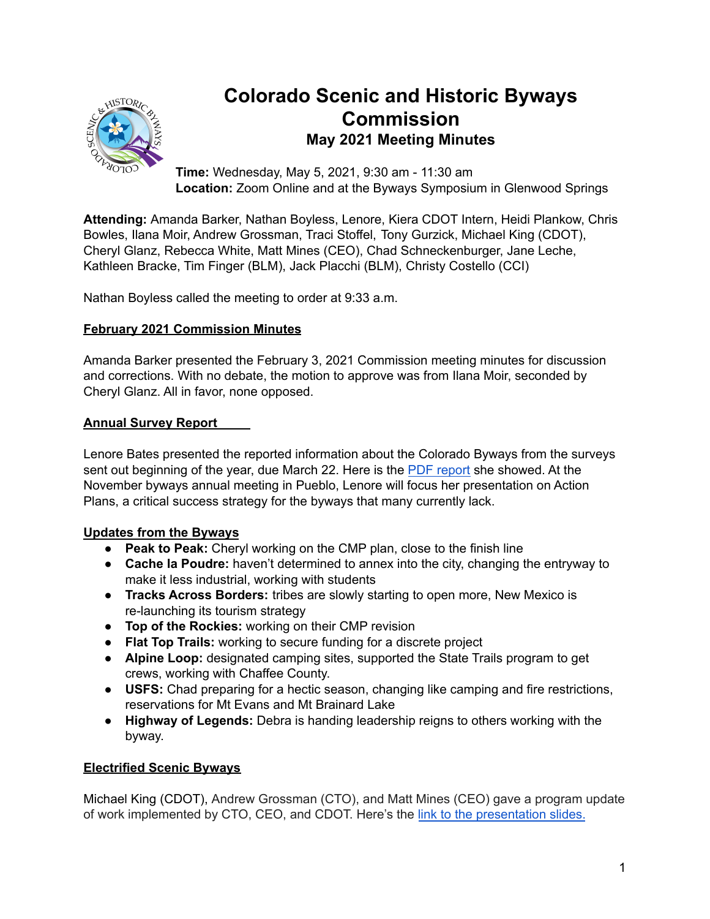# Colorado Scenic and Historic Byways Commission

## May 2021 Meeting Minutes

**Time:** Wednesday, May 5, 2021, 9:30 am - 11:30 am
**Location:** Zoom Online and at the Byways Symposium in Glenwood Springs

**Attending:** Amanda Barker, Nathan Boyless, Lenore, Kiera CDOT Intern, Heidi Plankow, Chris Bowles, Ilana Moir, Andrew Grossman, Traci Stoffel, Tony Gurzick, Michael King (CDOT), Cheryl Glanz, Rebecca White, Matt Mines (CEO), Chad Schneckenburger, Jane Leche, Kathleen Bracke, Tim Finger (BLM), Jack Placchi (BLM), Christy Costello (CCI)

Nathan Boyless called the meeting to order at 9:33 a.m.

**February 2021 Commission Minutes**

Amanda Barker presented the February 3, 2021 Commission meeting minutes for discussion and corrections. With no debate, the motion to approve was from Ilana Moir, seconded by Cheryl Glanz. All in favor, none opposed.

**Annual Survey Report**

Lenore Bates presented the reported information about the Colorado Byways from the surveys sent out beginning of the year, due March 22. Here is the PDF report she showed. At the November byways annual meeting in Pueblo, Lenore will focus her presentation on Action Plans, a critical success strategy for the byways that many currently lack.

**Updates from the Byways**

- **Peak to Peak:** Cheryl working on the CMP plan, close to the finish line
- **Cache la Poudre:** haven't determined to annex into the city, changing the entryway to make it less industrial, working with students
- **Tracks Across Borders:** tribes are slowly starting to open more, New Mexico is re-launching its tourism strategy
- **Top of the Rockies:** working on their CMP revision
- **Flat Top Trails:** working to secure funding for a discrete project
- **Alpine Loop:** designated camping sites, supported the State Trails program to get crews, working with Chaffee County.
- **USFS:** Chad preparing for a hectic season, changing like camping and fire restrictions, reservations for Mt Evans and Mt Brainard Lake
- **Highway of Legends:** Debra is handing leadership reigns to others working with the byway.

**Electrified Scenic Byways**

Michael King (CDOT), Andrew Grossman (CTO), and Matt Mines (CEO) gave a program update of work implemented by CTO, CEO, and CDOT. Here's the link to the presentation slides.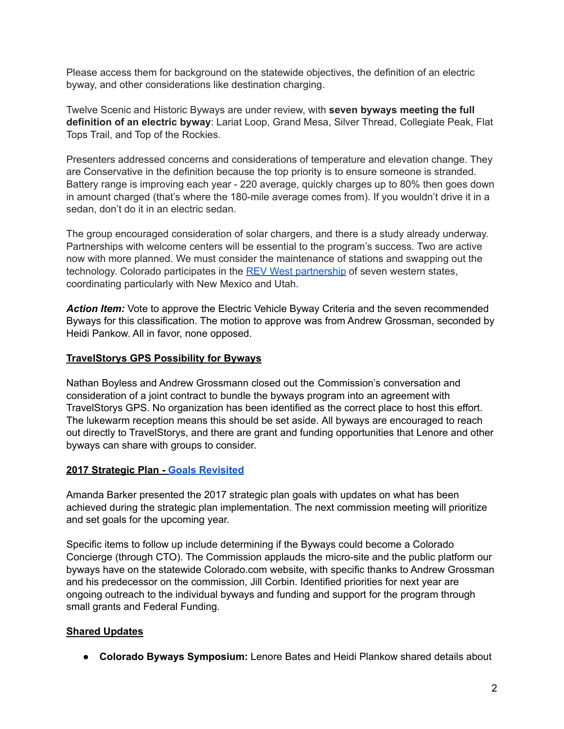Please access them for background on the statewide objectives, the definition of an electric byway, and other considerations like destination charging.

Twelve Scenic and Historic Byways are under review, with **seven byways meeting the full definition of an electric byway**: Lariat Loop, Grand Mesa, Silver Thread, Collegiate Peak, Flat Tops Trail, and Top of the Rockies.

Presenters addressed concerns and considerations of temperature and elevation change. They are Conservative in the definition because the top priority is to ensure someone is stranded. Battery range is improving each year - 220 average, quickly charges up to 80% then goes down in amount charged (that's where the 180-mile average comes from). If you wouldn't drive it in a sedan, don't do it in an electric sedan.

The group encouraged consideration of solar chargers, and there is a study already underway. Partnerships with welcome centers will be essential to the program's success. Two are active now with more planned. We must consider the maintenance of stations and swapping out the technology. Colorado participates in the [REV West partnership] of seven western states, coordinating particularly with New Mexico and Utah.

***Action Item:*** Vote to approve the Electric Vehicle Byway Criteria and the seven recommended Byways for this classification. The motion to approve was from Andrew Grossman, seconded by Heidi Pankow. All in favor, none opposed.

**TravelStorys GPS Possibility for Byways**

Nathan Boyless and Andrew Grossmann closed out the Commission's conversation and consideration of a joint contract to bundle the byways program into an agreement with TravelStorys GPS. No organization has been identified as the correct place to host this effort. The lukewarm reception means this should be set aside. All byways are encouraged to reach out directly to TravelStorys, and there are grant and funding opportunities that Lenore and other byways can share with groups to consider.

**2017 Strategic Plan - [Goals Revisited]**

Amanda Barker presented the 2017 strategic plan goals with updates on what has been achieved during the strategic plan implementation. The next commission meeting will prioritize and set goals for the upcoming year.

Specific items to follow up include determining if the Byways could become a Colorado Concierge (through CTO). The Commission applauds the micro-site and the public platform our byways have on the statewide Colorado.com website, with specific thanks to Andrew Grossman and his predecessor on the commission, Jill Corbin. Identified priorities for next year are ongoing outreach to the individual byways and funding and support for the program through small grants and Federal Funding.

**Shared Updates**

- **Colorado Byways Symposium:** Lenore Bates and Heidi Plankow shared details about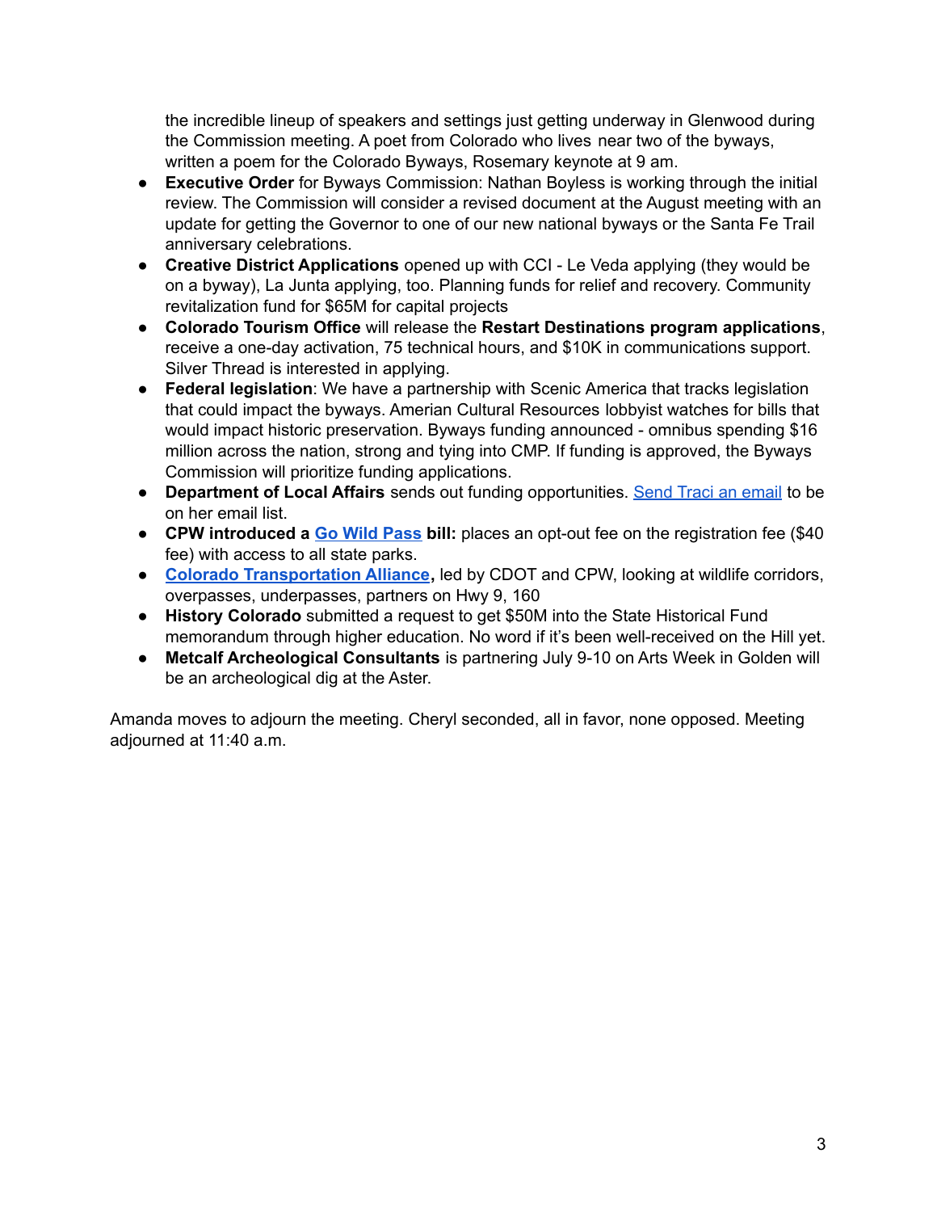the incredible lineup of speakers and settings just getting underway in Glenwood during the Commission meeting. A poet from Colorado who lives near two of the byways, written a poem for the Colorado Byways, Rosemary keynote at 9 am.

- **Executive Order** for Byways Commission: Nathan Boyless is working through the initial review. The Commission will consider a revised document at the August meeting with an update for getting the Governor to one of our new national byways or the Santa Fe Trail anniversary celebrations.
- **Creative District Applications** opened up with CCI - Le Veda applying (they would be on a byway), La Junta applying, too. Planning funds for relief and recovery. Community revitalization fund for $65M for capital projects
- **Colorado Tourism Office** will release the **Restart Destinations program applications**, receive a one-day activation, 75 technical hours, and $10K in communications support. Silver Thread is interested in applying.
- **Federal legislation**: We have a partnership with Scenic America that tracks legislation that could impact the byways. Amerian Cultural Resources lobbyist watches for bills that would impact historic preservation. Byways funding announced - omnibus spending $16 million across the nation, strong and tying into CMP. If funding is approved, the Byways Commission will prioritize funding applications.
- **Department of Local Affairs** sends out funding opportunities. [Send Traci an email]() to be on her email list.
- **CPW introduced a [Go Wild Pass]() bill:** places an opt-out fee on the registration fee ($40 fee) with access to all state parks.
- **[Colorado Transportation Alliance](),** led by CDOT and CPW, looking at wildlife corridors, overpasses, underpasses, partners on Hwy 9, 160
- **History Colorado** submitted a request to get $50M into the State Historical Fund memorandum through higher education. No word if it's been well-received on the Hill yet.
- **Metcalf Archeological Consultants** is partnering July 9-10 on Arts Week in Golden will be an archeological dig at the Aster.

Amanda moves to adjourn the meeting. Cheryl seconded, all in favor, none opposed. Meeting adjourned at 11:40 a.m.